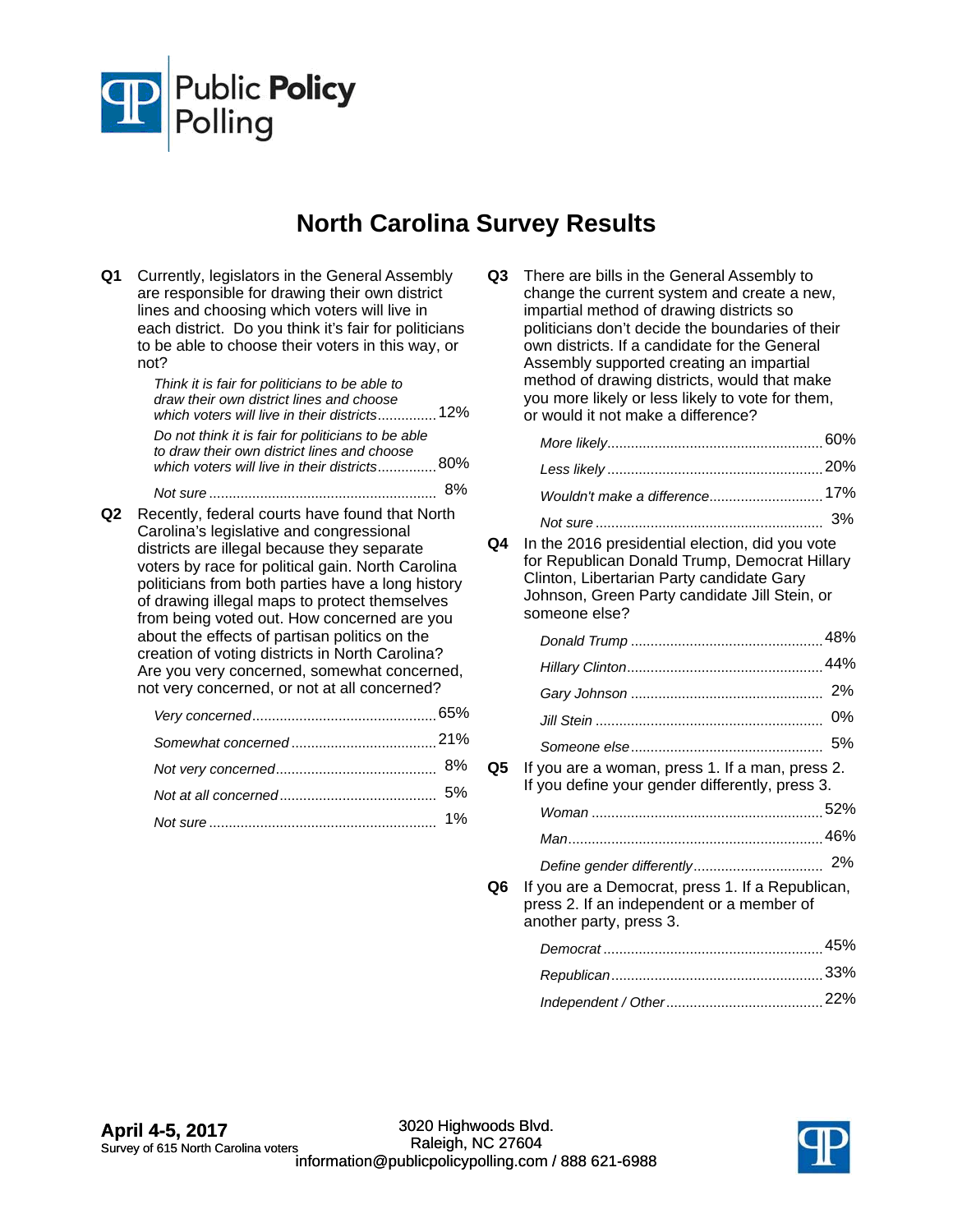Public Policy Polling

# North Carolina Survey Results

**Q1** Currently, legislators in the General Assembly are responsible for drawing their own district lines and choosing which voters will live in each district. Do you think it's fair for politicians to be able to choose their voters in this way, or not?

| | |
|---|---|
| *Think it is fair for politicians to be able to draw their own district lines and choose which voters will live in their districts* | 12% |
| *Do not think it is fair for politicians to be able to draw their own district lines and choose which voters will live in their districts* | 80% |
| *Not sure* | 8% |

**Q2** Recently, federal courts have found that North Carolina's legislative and congressional districts are illegal because they separate voters by race for political gain. North Carolina politicians from both parties have a long history of drawing illegal maps to protect themselves from being voted out. How concerned are you about the effects of partisan politics on the creation of voting districts in North Carolina? Are you very concerned, somewhat concerned, not very concerned, or not at all concerned?

| | |
|---|---|
| *Very concerned* | 65% |
| *Somewhat concerned* | 21% |
| *Not very concerned* | 8% |
| *Not at all concerned* | 5% |
| *Not sure* | 1% |

**Q3** There are bills in the General Assembly to change the current system and create a new, impartial method of drawing districts so politicians don't decide the boundaries of their own districts. If a candidate for the General Assembly supported creating an impartial method of drawing districts, would that make you more likely or less likely to vote for them, or would it not make a difference?

| | |
|---|---|
| *More likely* | 60% |
| *Less likely* | 20% |
| *Wouldn't make a difference* | 17% |
| *Not sure* | 3% |

**Q4** In the 2016 presidential election, did you vote for Republican Donald Trump, Democrat Hillary Clinton, Libertarian Party candidate Gary Johnson, Green Party candidate Jill Stein, or someone else?

| | |
|---|---|
| *Donald Trump* | 48% |
| *Hillary Clinton* | 44% |
| *Gary Johnson* | 2% |
| *Jill Stein* | 0% |
| *Someone else* | 5% |

**Q5** If you are a woman, press 1. If a man, press 2. If you define your gender differently, press 3.

| | |
|---|---|
| *Woman* | 52% |
| *Man* | 46% |
| *Define gender differently* | 2% |

**Q6** If you are a Democrat, press 1. If a Republican, press 2. If an independent or a member of another party, press 3.

| | |
|---|---|
| *Democrat* | 45% |
| *Republican* | 33% |
| *Independent / Other* | 22% |

**April 4-5, 2017**
Survey of 615 North Carolina voters

3020 Highwoods Blvd.
Raleigh, NC 27604
information@publicpolicypolling.com / 888 621-6988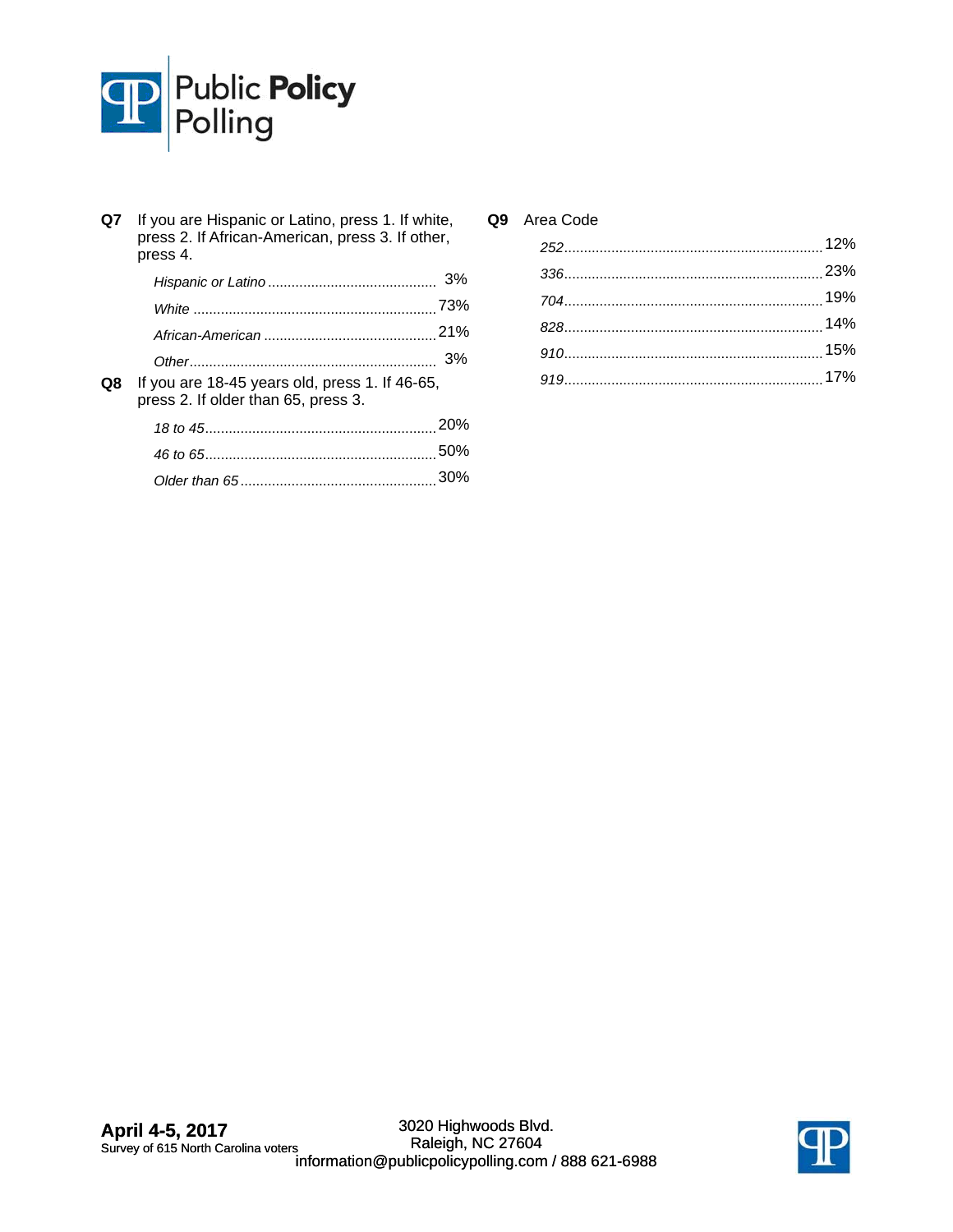**Q7** If you are Hispanic or Latino, press 1. If white, press 2. If African-American, press 3. If other, press 4.

| | |
|---|---|
| *Hispanic or Latino* | 3% |
| *White* | 73% |
| *African-American* | 21% |
| *Other* | 3% |

**Q8** If you are 18-45 years old, press 1. If 46-65, press 2. If older than 65, press 3.

| | |
|---|---|
| *18 to 45* | 20% |
| *46 to 65* | 50% |
| *Older than 65* | 30% |

**Q9** Area Code

| | |
|---|---|
| *252* | 12% |
| *336* | 23% |
| *704* | 19% |
| *828* | 14% |
| *910* | 15% |
| *919* | 17% |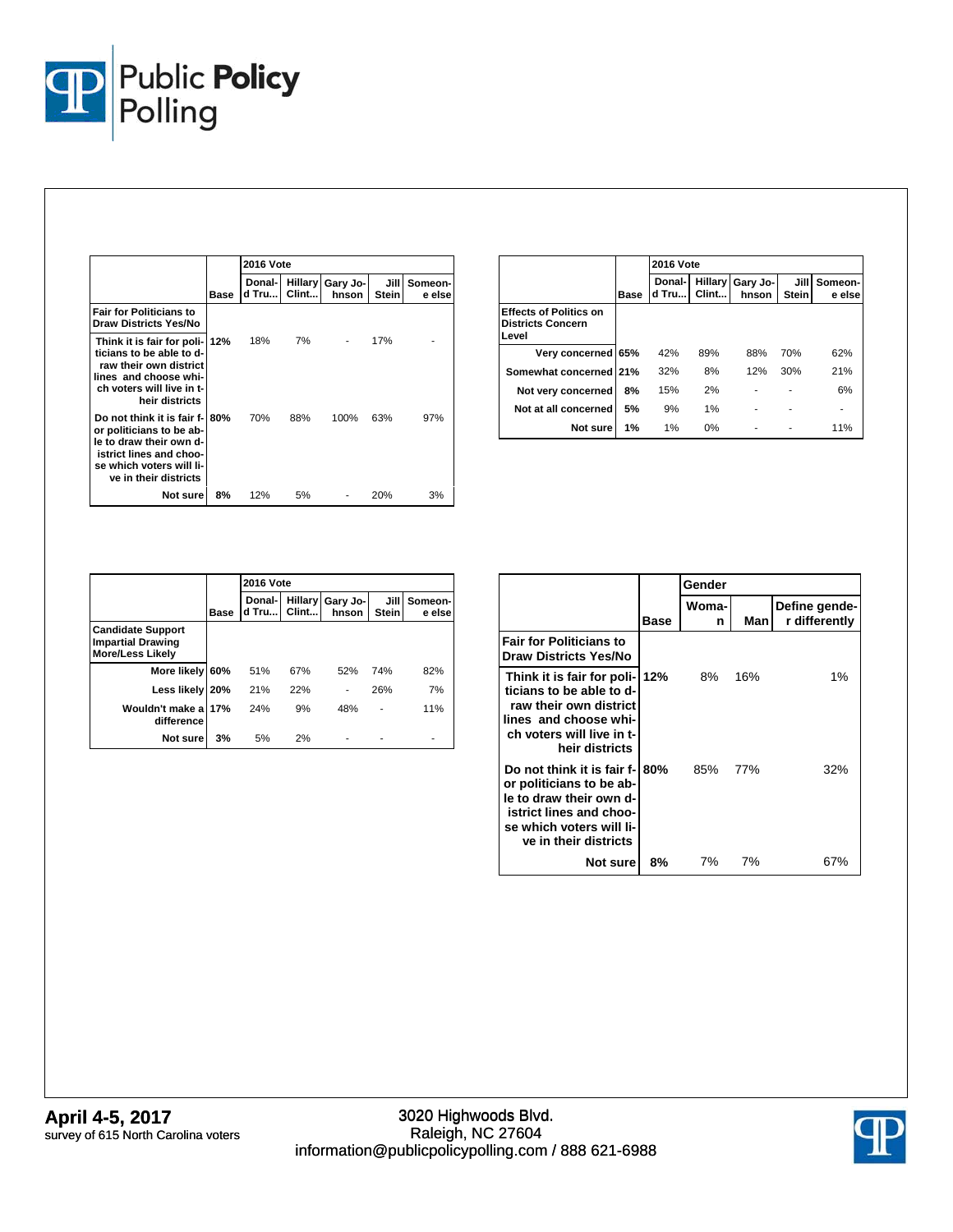| | Base | 2016 Vote | | | | |
|---|---|---|---|---|---|---|
| | | Donald Tru... | Hillary Clint... | Gary Johnson | Jill Stein | Someone else |
| **Fair for Politicians to Draw Districts Yes/No** | | | | | | |
| Think it is fair for politicians to be able to draw their own district lines and choose which voters will live in their districts | 12% | 18% | 7% | - | 17% | - |
| Do not think it is fair for politicians to be able to draw their own district lines and choose which voters will live in their districts | 80% | 70% | 88% | 100% | 63% | 97% |
| Not sure | 8% | 12% | 5% | - | 20% | 3% |

| | Base | 2016 Vote | | | | |
|---|---|---|---|---|---|---|
| | | Donald Tru... | Hillary Clint... | Gary Johnson | Jill Stein | Someone else |
| **Effects of Politics on Districts Concern Level** | | | | | | |
| Very concerned | 65% | 42% | 89% | 88% | 70% | 62% |
| Somewhat concerned | 21% | 32% | 8% | 12% | 30% | 21% |
| Not very concerned | 8% | 15% | 2% | - | - | 6% |
| Not at all concerned | 5% | 9% | 1% | - | - | - |
| Not sure | 1% | 1% | 0% | - | - | 11% |

| | Base | 2016 Vote | | | | |
|---|---|---|---|---|---|---|
| | | Donald Tru... | Hillary Clint... | Gary Johnson | Jill Stein | Someone else |
| **Candidate Support Impartial Drawing More/Less Likely** | | | | | | |
| More likely | 60% | 51% | 67% | 52% | 74% | 82% |
| Less likely | 20% | 21% | 22% | - | 26% | 7% |
| Wouldn't make a difference | 17% | 24% | 9% | 48% | - | 11% |
| Not sure | 3% | 5% | 2% | - | - | - |

| | Base | Gender | | |
|---|---|---|---|---|
| | | Woman | Man | Define gender differently |
| **Fair for Politicians to Draw Districts Yes/No** | | | | |
| Think it is fair for politicians to be able to draw their own district lines and choose which voters will live in their districts | 12% | 8% | 16% | 1% |
| Do not think it is fair for politicians to be able to draw their own district lines and choose which voters will live in their districts | 80% | 85% | 77% | 32% |
| Not sure | 8% | 7% | 7% | 67% |

**April 4-5, 2017**
survey of 615 North Carolina voters

3020 Highwoods Blvd.
Raleigh, NC 27604
information@publicpolicypolling.com / 888 621-6988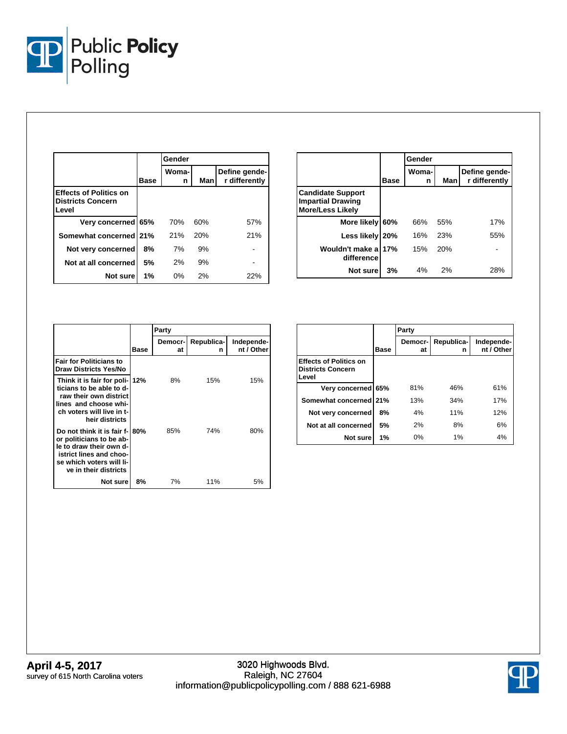| Effects of Politics on Districts Concern Level | Base | Gender | | |
|---|---|---|---|---|
| | | Woman | Man | Define gender differently |
| Very concerned | 65% | 70% | 60% | 57% |
| Somewhat concerned | 21% | 21% | 20% | 21% |
| Not very concerned | 8% | 7% | 9% | - |
| Not at all concerned | 5% | 2% | 9% | - |
| Not sure | 1% | 0% | 2% | 22% |

| Candidate Support Impartial Drawing More/Less Likely | Base | Gender | | |
|---|---|---|---|---|
| | | Woman | Man | Define gender differently |
| More likely | 60% | 66% | 55% | 17% |
| Less likely | 20% | 16% | 23% | 55% |
| Wouldn't make a difference | 17% | 15% | 20% | - |
| Not sure | 3% | 4% | 2% | 28% |

| Fair for Politicians to Draw Districts Yes/No | Base | Party | | |
|---|---|---|---|---|
| | | Democrat | Republican | Independent / Other |
| Think it is fair for politicians to be able to draw their own district lines and choose which voters will live in their districts | 12% | 8% | 15% | 15% |
| Do not think it is fair for politicians to be able to draw their own district lines and choose which voters will live in their districts | 80% | 85% | 74% | 80% |
| Not sure | 8% | 7% | 11% | 5% |

| Effects of Politics on Districts Concern Level | Base | Party | | |
|---|---|---|---|---|
| | | Democrat | Republican | Independent / Other |
| Very concerned | 65% | 81% | 46% | 61% |
| Somewhat concerned | 21% | 13% | 34% | 17% |
| Not very concerned | 8% | 4% | 11% | 12% |
| Not at all concerned | 5% | 2% | 8% | 6% |
| Not sure | 1% | 0% | 1% | 4% |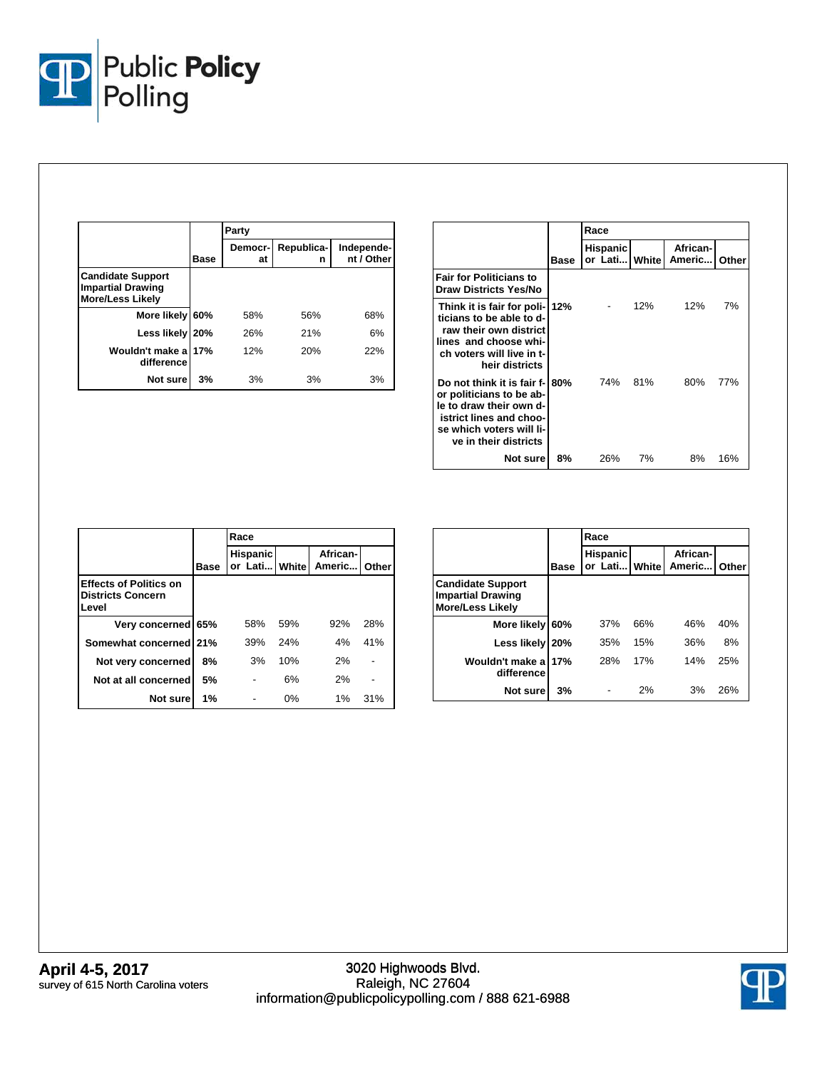| | Base | Party | | |
|---|---|---|---|---|
| | | Democrat | Republican | Independent / Other |
| **Candidate Support Impartial Drawing More/Less Likely** | | | | |
| More likely | 60% | 58% | 56% | 68% |
| Less likely | 20% | 26% | 21% | 6% |
| Wouldn't make a difference | 17% | 12% | 20% | 22% |
| Not sure | 3% | 3% | 3% | 3% |

| | Base | Race | | | |
|---|---|---|---|---|---|
| | | Hispanic or Lati... | White | African-Americ... | Other |
| **Fair for Politicians to Draw Districts Yes/No** | | | | | |
| Think it is fair for politicians to be able to draw their own district lines and choose which voters will live in their districts | 12% | - | 12% | 12% | 7% |
| Do not think it is fair for politicians to be able to draw their own district lines and choose which voters will live in their districts | 80% | 74% | 81% | 80% | 77% |
| Not sure | 8% | 26% | 7% | 8% | 16% |

| | Base | Race | | | |
|---|---|---|---|---|---|
| | | Hispanic or Lati... | White | African-Americ... | Other |
| **Effects of Politics on Districts Concern Level** | | | | | |
| Very concerned | 65% | 58% | 59% | 92% | 28% |
| Somewhat concerned | 21% | 39% | 24% | 4% | 41% |
| Not very concerned | 8% | 3% | 10% | 2% | - |
| Not at all concerned | 5% | - | 6% | 2% | - |
| Not sure | 1% | - | 0% | 1% | 31% |

| | Base | Race | | | |
|---|---|---|---|---|---|
| | | Hispanic or Lati... | White | African-Americ... | Other |
| **Candidate Support Impartial Drawing More/Less Likely** | | | | | |
| More likely | 60% | 37% | 66% | 46% | 40% |
| Less likely | 20% | 35% | 15% | 36% | 8% |
| Wouldn't make a difference | 17% | 28% | 17% | 14% | 25% |
| Not sure | 3% | - | 2% | 3% | 26% |

**April 4-5, 2017**
survey of 615 North Carolina voters

3020 Highwoods Blvd.
Raleigh, NC 27604
information@publicpolicypolling.com / 888 621-6988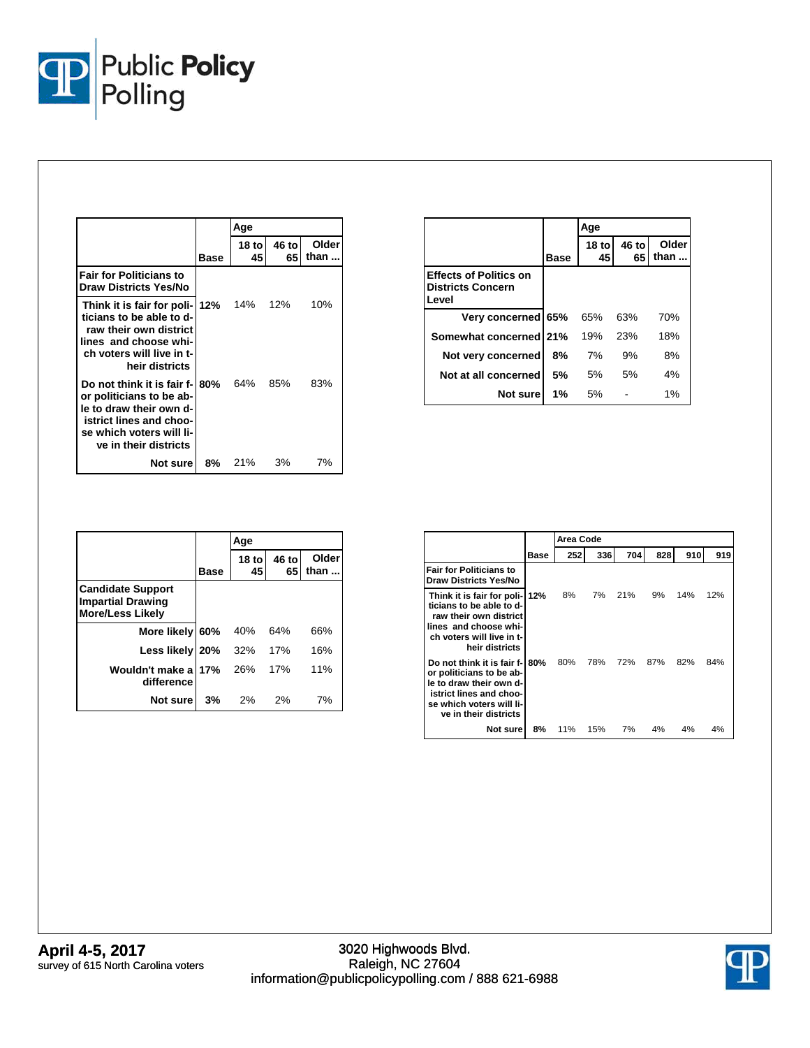| | Base | Age | | |
|---|---|---|---|---|
| | | 18 to 45 | 46 to 65 | Older than ... |
| **Fair for Politicians to Draw Districts Yes/No** | | | | |
| Think it is fair for politicians to be able to draw their own district lines and choose which voters will live in their districts | 12% | 14% | 12% | 10% |
| Do not think it is fair for politicians to be able to draw their own district lines and choose which voters will live in their districts | 80% | 64% | 85% | 83% |
| Not sure | 8% | 21% | 3% | 7% |

| | Base | Age | | |
|---|---|---|---|---|
| | | 18 to 45 | 46 to 65 | Older than ... |
| **Effects of Politics on Districts Concern Level** | | | | |
| Very concerned | 65% | 65% | 63% | 70% |
| Somewhat concerned | 21% | 19% | 23% | 18% |
| Not very concerned | 8% | 7% | 9% | 8% |
| Not at all concerned | 5% | 5% | 5% | 4% |
| Not sure | 1% | 5% | - | 1% |

| | Base | Age | | |
|---|---|---|---|---|
| | | 18 to 45 | 46 to 65 | Older than ... |
| **Candidate Support Impartial Drawing More/Less Likely** | | | | |
| More likely | 60% | 40% | 64% | 66% |
| Less likely | 20% | 32% | 17% | 16% |
| Wouldn't make a difference | 17% | 26% | 17% | 11% |
| Not sure | 3% | 2% | 2% | 7% |

| | Base | Area Code | | | | | |
|---|---|---|---|---|---|---|---|
| | | 252 | 336 | 704 | 828 | 910 | 919 |
| **Fair for Politicians to Draw Districts Yes/No** | | | | | | | |
| Think it is fair for politicians to be able to draw their own district lines and choose which voters will live in their districts | 12% | 8% | 7% | 21% | 9% | 14% | 12% |
| Do not think it is fair for politicians to be able to draw their own district lines and choose which voters will live in their districts | 80% | 80% | 78% | 72% | 87% | 82% | 84% |
| Not sure | 8% | 11% | 15% | 7% | 4% | 4% | 4% |

**April 4-5, 2017**
survey of 615 North Carolina voters

3020 Highwoods Blvd.
Raleigh, NC 27604
information@publicpolicypolling.com / 888 621-6988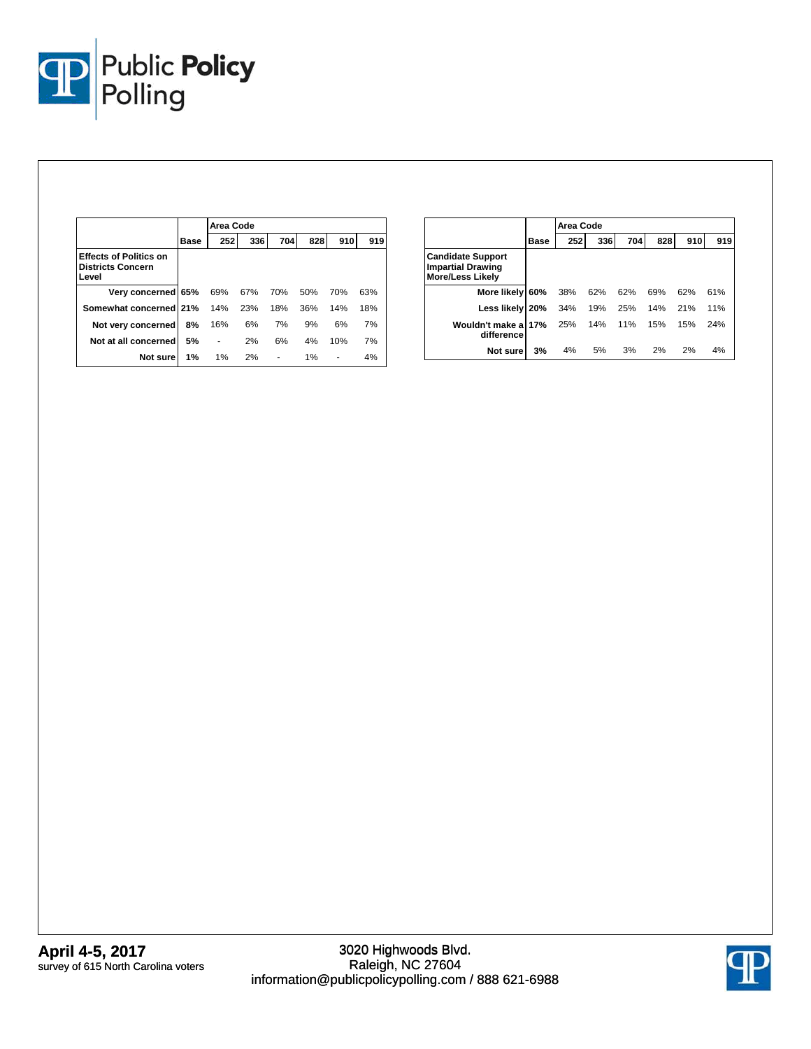| Effects of Politics on Districts Concern Level | Base | Area Code 252 | 336 | 704 | 828 | 910 | 919 |
|---|---|---|---|---|---|---|---|
| Very concerned | 65% | 69% | 67% | 70% | 50% | 70% | 63% |
| Somewhat concerned | 21% | 14% | 23% | 18% | 36% | 14% | 18% |
| Not very concerned | 8% | 16% | 6% | 7% | 9% | 6% | 7% |
| Not at all concerned | 5% | - | 2% | 6% | 4% | 10% | 7% |
| Not sure | 1% | 1% | 2% | - | 1% | - | 4% |

| Candidate Support Impartial Drawing More/Less Likely | Base | Area Code 252 | 336 | 704 | 828 | 910 | 919 |
|---|---|---|---|---|---|---|---|
| More likely | 60% | 38% | 62% | 62% | 69% | 62% | 61% |
| Less likely | 20% | 34% | 19% | 25% | 14% | 21% | 11% |
| Wouldn't make a difference | 17% | 25% | 14% | 11% | 15% | 15% | 24% |
| Not sure | 3% | 4% | 5% | 3% | 2% | 2% | 4% |

**April 4-5, 2017**
survey of 615 North Carolina voters

3020 Highwoods Blvd.
Raleigh, NC 27604
information@publicpolicypolling.com / 888 621-6988